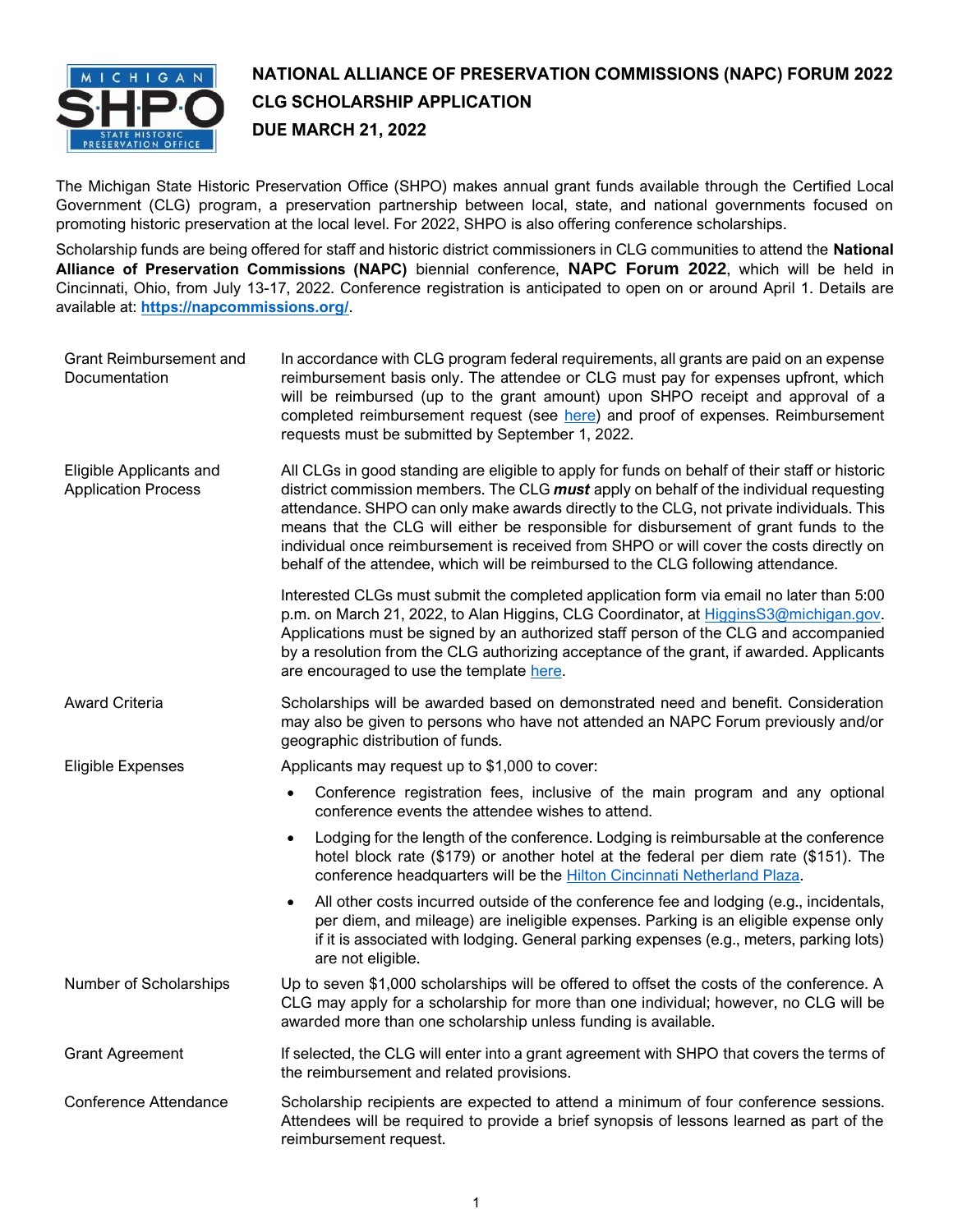# NATIONAL ALLIANCE OF PRESERVATION COMMISSIONS (NAPC) FORUM 2022
## CLG SCHOLARSHIP APPLICATION
## DUE MARCH 21, 2022

The Michigan State Historic Preservation Office (SHPO) makes annual grant funds available through the Certified Local Government (CLG) program, a preservation partnership between local, state, and national governments focused on promoting historic preservation at the local level. For 2022, SHPO is also offering conference scholarships.

Scholarship funds are being offered for staff and historic district commissioners in CLG communities to attend the **National Alliance of Preservation Commissions (NAPC)** biennial conference, **NAPC Forum 2022**, which will be held in Cincinnati, Ohio, from July 13-17, 2022. Conference registration is anticipated to open on or around April 1. Details are available at: **https://napcommissions.org/**.

**Grant Reimbursement and Documentation**

In accordance with CLG program federal requirements, all grants are paid on an expense reimbursement basis only. The attendee or CLG must pay for expenses upfront, which will be reimbursed (up to the grant amount) upon SHPO receipt and approval of a completed reimbursement request (see here) and proof of expenses. Reimbursement requests must be submitted by September 1, 2022.

**Eligible Applicants and Application Process**

All CLGs in good standing are eligible to apply for funds on behalf of their staff or historic district commission members. The CLG ***must*** apply on behalf of the individual requesting attendance. SHPO can only make awards directly to the CLG, not private individuals. This means that the CLG will either be responsible for disbursement of grant funds to the individual once reimbursement is received from SHPO or will cover the costs directly on behalf of the attendee, which will be reimbursed to the CLG following attendance.

Interested CLGs must submit the completed application form via email no later than 5:00 p.m. on March 21, 2022, to Alan Higgins, CLG Coordinator, at HigginsS3@michigan.gov. Applications must be signed by an authorized staff person of the CLG and accompanied by a resolution from the CLG authorizing acceptance of the grant, if awarded. Applicants are encouraged to use the template here.

**Award Criteria**

Scholarships will be awarded based on demonstrated need and benefit. Consideration may also be given to persons who have not attended an NAPC Forum previously and/or geographic distribution of funds.

**Eligible Expenses**

Applicants may request up to $1,000 to cover:

- Conference registration fees, inclusive of the main program and any optional conference events the attendee wishes to attend.
- Lodging for the length of the conference. Lodging is reimbursable at the conference hotel block rate ($179) or another hotel at the federal per diem rate ($151). The conference headquarters will be the Hilton Cincinnati Netherland Plaza.
- All other costs incurred outside of the conference fee and lodging (e.g., incidentals, per diem, and mileage) are ineligible expenses. Parking is an eligible expense only if it is associated with lodging. General parking expenses (e.g., meters, parking lots) are not eligible.

**Number of Scholarships**

Up to seven $1,000 scholarships will be offered to offset the costs of the conference. A CLG may apply for a scholarship for more than one individual; however, no CLG will be awarded more than one scholarship unless funding is available.

**Grant Agreement**

If selected, the CLG will enter into a grant agreement with SHPO that covers the terms of the reimbursement and related provisions.

**Conference Attendance**

Scholarship recipients are expected to attend a minimum of four conference sessions. Attendees will be required to provide a brief synopsis of lessons learned as part of the reimbursement request.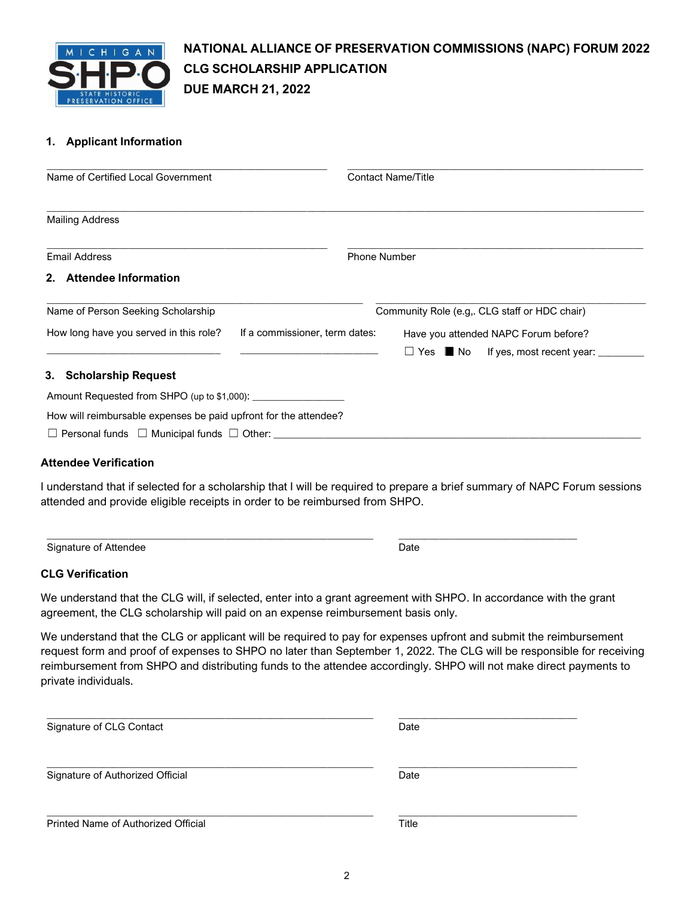# NATIONAL ALLIANCE OF PRESERVATION COMMISSIONS (NAPC) FORUM 2022
# CLG SCHOLARSHIP APPLICATION
# DUE MARCH 21, 2022

## 1. Applicant Information

_______________________________ Name of Certified Local Government

_______________________________ Contact Name/Title

_______________________________ Mailing Address

_______________________________ Email Address

_______________________________ Phone Number

## 2. Attendee Information

_______________________________ Name of Person Seeking Scholarship

_______________________________ Community Role (e.g,. CLG staff or HDC chair)

How long have you served in this role? _______________

If a commissioner, term dates: _______________

Have you attended NAPC Forum before?

☐ Yes ■ No If yes, most recent year: _________

## 3. Scholarship Request

Amount Requested from SHPO (up to $1,000): _________________

How will reimbursable expenses be paid upfront for the attendee?

☐ Personal funds ☐ Municipal funds ☐ Other: _______________

### Attendee Verification

I understand that if selected for a scholarship that I will be required to prepare a brief summary of NAPC Forum sessions attended and provide eligible receipts in order to be reimbursed from SHPO.

_______________________________ Signature of Attendee

_______________ Date

### CLG Verification

We understand that the CLG will, if selected, enter into a grant agreement with SHPO. In accordance with the grant agreement, the CLG scholarship will paid on an expense reimbursement basis only.

We understand that the CLG or applicant will be required to pay for expenses upfront and submit the reimbursement request form and proof of expenses to SHPO no later than September 1, 2022. The CLG will be responsible for receiving reimbursement from SHPO and distributing funds to the attendee accordingly. SHPO will not make direct payments to private individuals.

_______________________________ Signature of CLG Contact

_______________ Date

_______________________________ Signature of Authorized Official

_______________ Date

_______________________________ Printed Name of Authorized Official

_______________ Title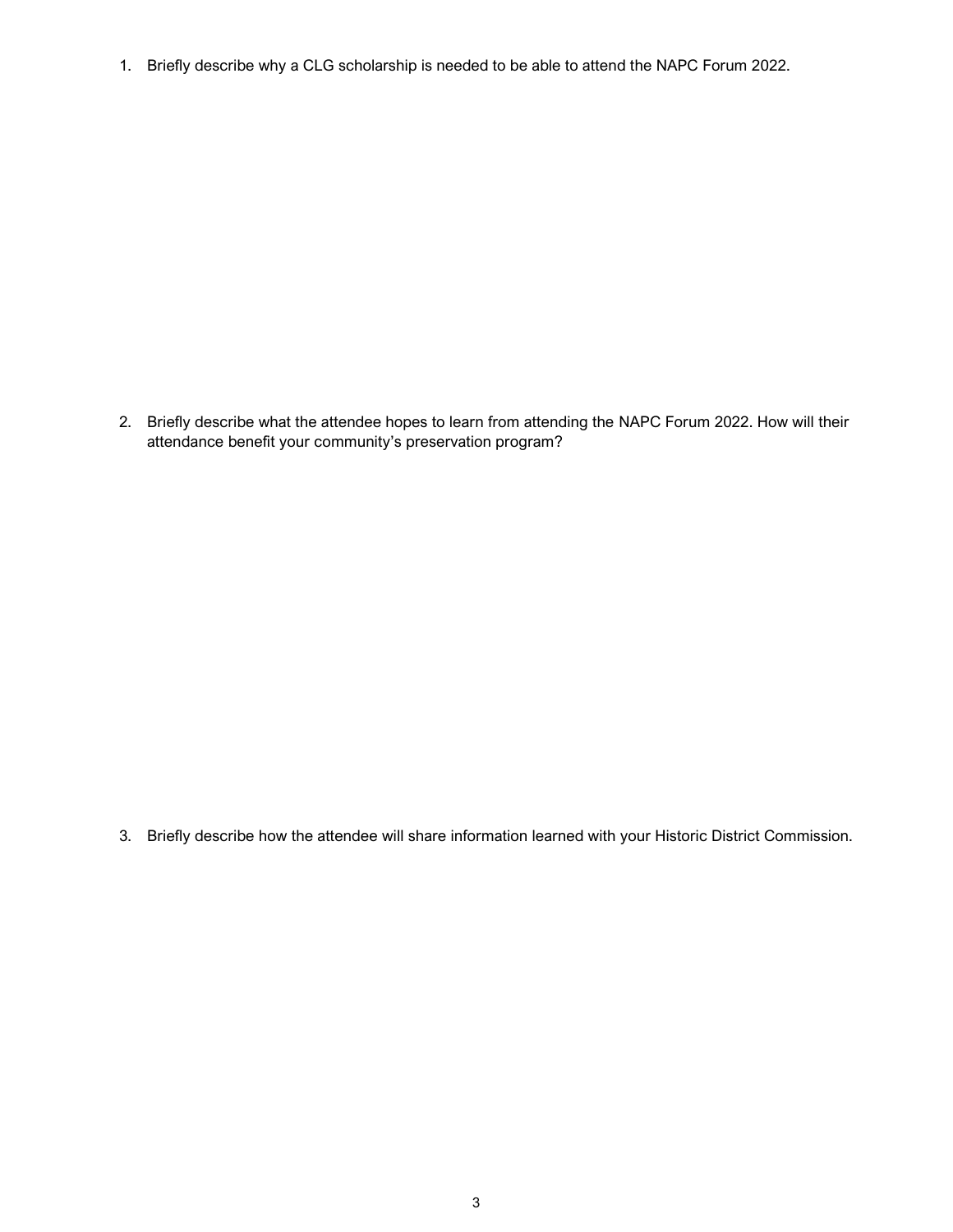1. Briefly describe why a CLG scholarship is needed to be able to attend the NAPC Forum 2022.

2. Briefly describe what the attendee hopes to learn from attending the NAPC Forum 2022. How will their attendance benefit your community's preservation program?

3. Briefly describe how the attendee will share information learned with your Historic District Commission.